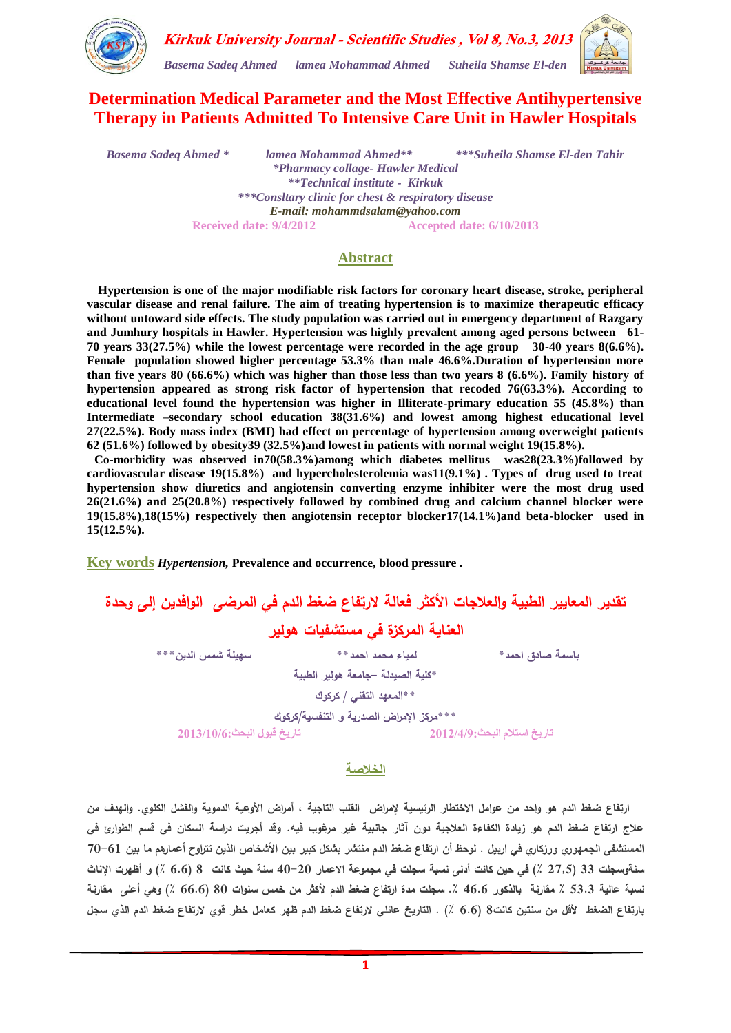# Determination Medical Parameter and the Most Effective Antihypertensive Therapy in Patients Admitted To Intensive Care Unit in Hawler Hospitals

*Basema Sadeq Ahmed \**  *lamea Mohammad Ahmed\*\**  *\*\*\*Suheila Shamse El-den Tahir*

*\*Pharmacy collage- Hawler Medical*

*\*\*Technical institute - Kirkuk*

*\*\*\*Consltary clinic for chest & respiratory disease*

*E-mail: mohammdsalam@yahoo.com*

Received date: 9/4/2012  Accepted date: 6/10/2013

## Abstract

**Hypertension is one of the major modifiable risk factors for coronary heart disease, stroke, peripheral vascular disease and renal failure. The aim of treating hypertension is to maximize therapeutic efficacy without untoward side effects. The study population was carried out in emergency department of Razgary and Jumhury hospitals in Hawler. Hypertension was highly prevalent among aged persons between 61-70 years 33(27.5%) while the lowest percentage were recorded in the age group 30-40 years 8(6.6%). Female population showed higher percentage 53.3% than male 46.6%.Duration of hypertension more than five years 80 (66.6%) which was higher than those less than two years 8 (6.6%). Family history of hypertension appeared as strong risk factor of hypertension that recoded 76(63.3%). According to educational level found the hypertension was higher in Illiterate-primary education 55 (45.8%) than Intermediate –secondary school education 38(31.6%) and lowest among highest educational level 27(22.5%). Body mass index (BMI) had effect on percentage of hypertension among overweight patients 62 (51.6%) followed by obesity39 (32.5%)and lowest in patients with normal weight 19(15.8%).**

**Co-morbidity was observed in70(58.3%)among which diabetes mellitus was28(23.3%)followed by cardiovascular disease 19(15.8%) and hypercholesterolemia was11(9.1%) . Types of drug used to treat hypertension show diuretics and angiotensin converting enzyme inhibiter were the most drug used 26(21.6%) and 25(20.8%) respectively followed by combined drug and calcium channel blocker were 19(15.8%),18(15%) respectively then angiotensin receptor blocker17(14.1%)and beta-blocker used in 15(12.5%).**

**Key words** *Hypertension,* **Prevalence and occurrence, blood pressure .**

# تقدير المعايير الطبية والعلاجات الأكثر فعالة لارتفاع ضغط الدم في المرضى الوافدين إلى وحدة العناية المركزة في مستشفيات هولير

باسمة صادق احمد\*  لمياء محمد احمد\*\*  سهيلة شمس الدين\*\*\*

\*كلية الصيدلة –جامعة هولير الطبية

\*\*المعهد التقني / كركوك

\*\*\*مركز الإمراض الصدرية و التنفسية/كركوك

تاريخ استلام البحث:2012/4/9  تاريخ قبول البحث:2013/10/6

## الخلاصة

ارتفاع ضغط الدم هو واحد من عوامل الاختطار الرئيسية لإمراض القلب التاجية ، أمراض الأوعية الدموية والفشل الكلوي. والهدف من علاج ارتفاع ضغط الدم هو زيادة الكفاءة العلاجية دون آثار جانبية غير مرغوب فيه. وقد أجريت دراسة السكان في قسم الطوارئ في المستشفى الجمهوري ورزكاري في اربيل . لوحظ أن ارتفاع ضغط الدم منتشر بشكل كبير بين الأشخاص الذين تتراوح أعمارهم ما بين 61-70 سنةوسجلت 33 (27.5 ٪) في حين كانت أدنى نسبة سجلت في مجموعة الاعمار 20-40 سنة حيث كانت 8 (6.6 ٪) و أظهرت الإناث نسبة عالية 53.3 ٪ مقارنة بالذكور 46.6 ٪. سجلت مدة ارتفاع ضغط الدم لأكثر من خمس سنوات 80 (66.6 ٪) وهي أعلى مقارنة بارتفاع الضغط لأقل من سنتين كانت8 (6.6 ٪) . التاريخ عائلي لارتفاع ضغط الدم ظهر كعامل خطر قوي لارتفاع ضغط الدم الذي سجل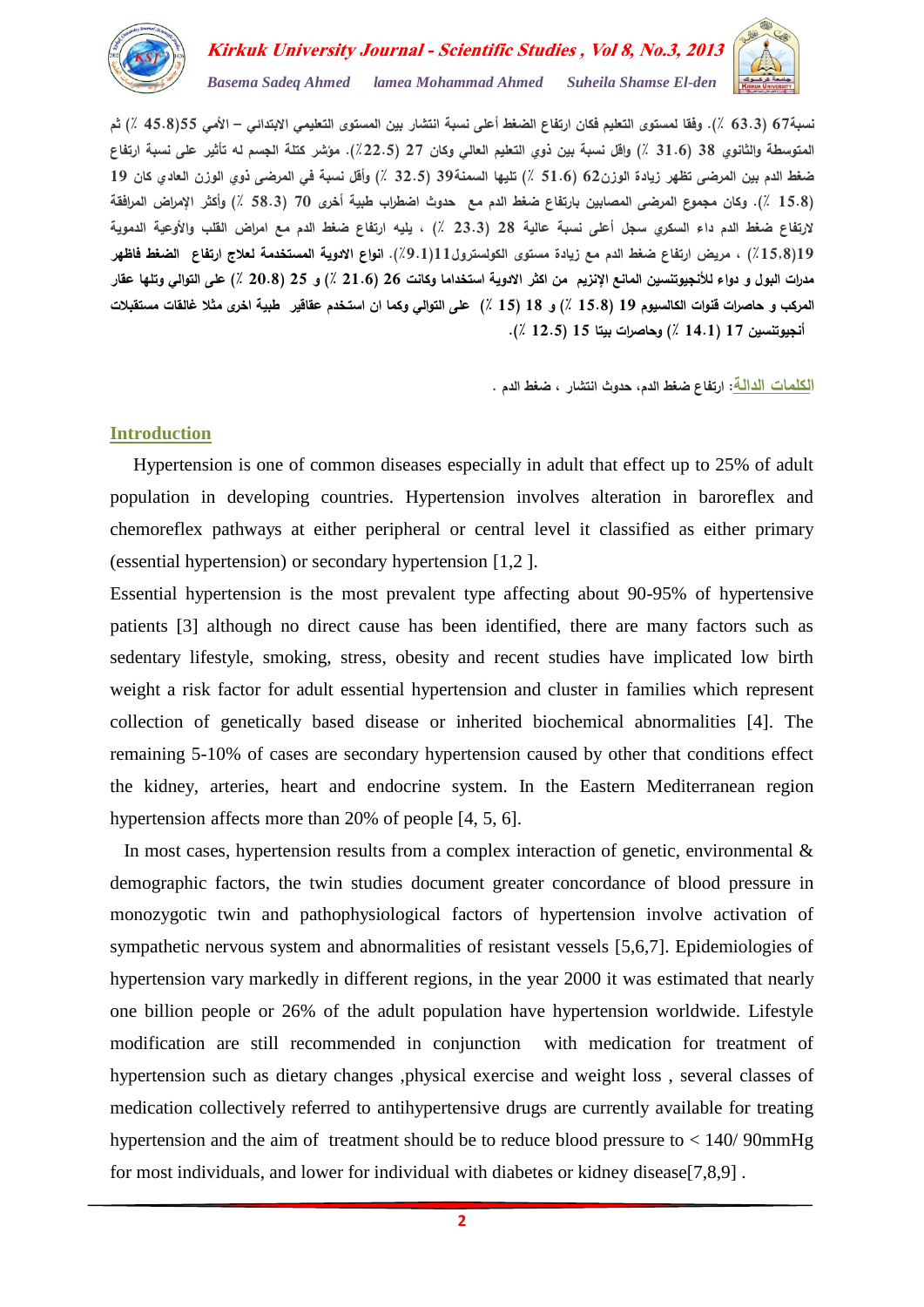نسبة67 (63.3 ٪). وفقا لمستوى التعليم فكان ارتفاع الضغط أعلى نسبة انتشار بين المستوى التعليمي الابتدائي – الأمي 55(45.8 ٪) ثم المتوسطة والثانوي 38 (31.6 ٪) واقل نسبة بين ذوي التعليم العالي وكان 27 (22.5 ٪). مؤشر كتلة الجسم له تأثير على نسبة ارتفاع ضغط الدم بين المرضى تظهر زيادة الوزن62 (51.6 ٪) تليها السمنة39 (32.5 ٪) وأقل نسبة في المرضى ذوي الوزن العادي كان 19 (15.8 ٪). وكان مجموع المرضى المصابين بارتفاع ضغط الدم مع حدوث اضطراب طبية أخرى 70 (58.3 ٪) وأكثر الإمراض المرافقة لارتفاع ضغط الدم داء السكري سجل أعلى نسبة عالية 28 (23.3 ٪) ، يليه ارتفاع ضغط الدم مع امراض القلب والأوعية الدموية 19(15.8٪) ، مريض ارتفاع ضغط الدم مع زيادة مستوى الكولسترول11(9.1٪). **انواع الادوية المستخدمة لعلاج ارتفاع الضغط فاظهر مدرات البول و دواء للأنجيوتنسين المانع الإنزيم من اكثر الادوية استخداما وكانت 26 (21.6 ٪) و 25 (20.8 ٪) على التوالي وتلها عقار المركب و حاصرات قنوات الكالسيوم 19 (15.8 ٪) و 18 (15 ٪) على التوالي وكما ان استخدم عقاقير طبية اخرى مثلا غالقات مستقبلات أنجيوتنسين 17 (14.1 ٪) وحاصرات بيتا 15 (12.5 ٪).**

**الكلمات الدالة**: ارتفاع ضغط الدم، حدوث انتشار ، ضغط الدم .

## Introduction

Hypertension is one of common diseases especially in adult that effect up to 25% of adult population in developing countries. Hypertension involves alteration in baroreflex and chemoreflex pathways at either peripheral or central level it classified as either primary (essential hypertension) or secondary hypertension [1,2 ].

Essential hypertension is the most prevalent type affecting about 90-95% of hypertensive patients [3] although no direct cause has been identified, there are many factors such as sedentary lifestyle, smoking, stress, obesity and recent studies have implicated low birth weight a risk factor for adult essential hypertension and cluster in families which represent collection of genetically based disease or inherited biochemical abnormalities [4]. The remaining 5-10% of cases are secondary hypertension caused by other that conditions effect the kidney, arteries, heart and endocrine system. In the Eastern Mediterranean region hypertension affects more than 20% of people [4, 5, 6].

In most cases, hypertension results from a complex interaction of genetic, environmental & demographic factors, the twin studies document greater concordance of blood pressure in monozygotic twin and pathophysiological factors of hypertension involve activation of sympathetic nervous system and abnormalities of resistant vessels [5,6,7]. Epidemiologies of hypertension vary markedly in different regions, in the year 2000 it was estimated that nearly one billion people or 26% of the adult population have hypertension worldwide. Lifestyle modification are still recommended in conjunction with medication for treatment of hypertension such as dietary changes ,physical exercise and weight loss , several classes of medication collectively referred to antihypertensive drugs are currently available for treating hypertension and the aim of treatment should be to reduce blood pressure to < 140/ 90mmHg for most individuals, and lower for individual with diabetes or kidney disease[7,8,9] .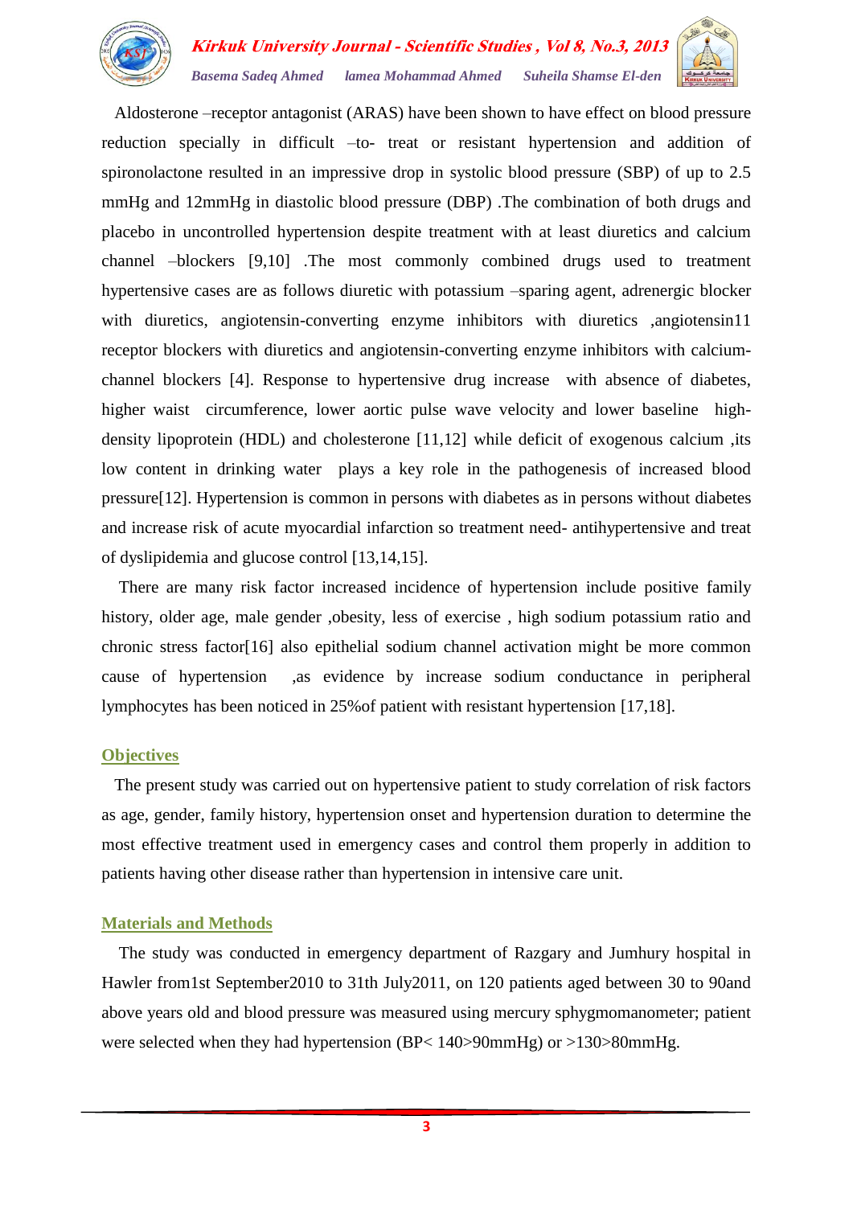Aldosterone –receptor antagonist (ARAS) have been shown to have effect on blood pressure reduction specially in difficult –to- treat or resistant hypertension and addition of spironolactone resulted in an impressive drop in systolic blood pressure (SBP) of up to 2.5 mmHg and 12mmHg in diastolic blood pressure (DBP) .The combination of both drugs and placebo in uncontrolled hypertension despite treatment with at least diuretics and calcium channel –blockers [9,10] .The most commonly combined drugs used to treatment hypertensive cases are as follows diuretic with potassium –sparing agent, adrenergic blocker with diuretics, angiotensin-converting enzyme inhibitors with diuretics ,angiotensin11 receptor blockers with diuretics and angiotensin-converting enzyme inhibitors with calcium-channel blockers [4]. Response to hypertensive drug increase with absence of diabetes, higher waist circumference, lower aortic pulse wave velocity and lower baseline high-density lipoprotein (HDL) and cholesterone [11,12] while deficit of exogenous calcium ,its low content in drinking water plays a key role in the pathogenesis of increased blood pressure[12]. Hypertension is common in persons with diabetes as in persons without diabetes and increase risk of acute myocardial infarction so treatment need- antihypertensive and treat of dyslipidemia and glucose control [13,14,15].

There are many risk factor increased incidence of hypertension include positive family history, older age, male gender ,obesity, less of exercise , high sodium potassium ratio and chronic stress factor[16] also epithelial sodium channel activation might be more common cause of hypertension ,as evidence by increase sodium conductance in peripheral lymphocytes has been noticed in 25%of patient with resistant hypertension [17,18].

## Objectives

The present study was carried out on hypertensive patient to study correlation of risk factors as age, gender, family history, hypertension onset and hypertension duration to determine the most effective treatment used in emergency cases and control them properly in addition to patients having other disease rather than hypertension in intensive care unit.

## Materials and Methods

The study was conducted in emergency department of Razgary and Jumhury hospital in Hawler from1st September2010 to 31th July2011, on 120 patients aged between 30 to 90and above years old and blood pressure was measured using mercury sphygmomanometer; patient were selected when they had hypertension (BP< 140>90mmHg) or >130>80mmHg.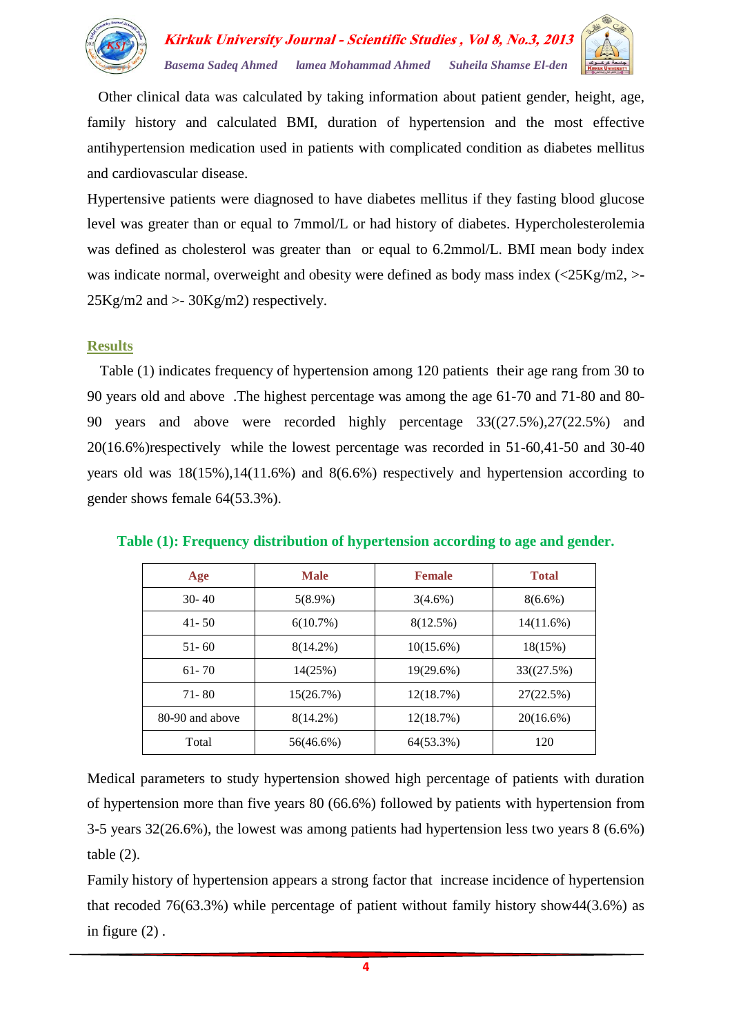Other clinical data was calculated by taking information about patient gender, height, age, family history and calculated BMI, duration of hypertension and the most effective antihypertension medication used in patients with complicated condition as diabetes mellitus and cardiovascular disease.

Hypertensive patients were diagnosed to have diabetes mellitus if they fasting blood glucose level was greater than or equal to 7mmol/L or had history of diabetes. Hypercholesterolemia was defined as cholesterol was greater than or equal to 6.2mmol/L. BMI mean body index was indicate normal, overweight and obesity were defined as body mass index (<25Kg/m2, >- 25Kg/m2 and >- 30Kg/m2) respectively.

## Results

Table (1) indicates frequency of hypertension among 120 patients their age rang from 30 to 90 years old and above .The highest percentage was among the age 61-70 and 71-80 and 80-90 years and above were recorded highly percentage 33((27.5%),27(22.5%) and 20(16.6%)respectively while the lowest percentage was recorded in 51-60,41-50 and 30-40 years old was 18(15%),14(11.6%) and 8(6.6%) respectively and hypertension according to gender shows female 64(53.3%).

**Table (1): Frequency distribution of hypertension according to age and gender.**

| Age | Male | Female | Total |
|---|---|---|---|
| 30- 40 | 5(8.9%) | 3(4.6%) | 8(6.6%) |
| 41- 50 | 6(10.7%) | 8(12.5%) | 14(11.6%) |
| 51- 60 | 8(14.2%) | 10(15.6%) | 18(15%) |
| 61- 70 | 14(25%) | 19(29.6%) | 33((27.5%) |
| 71- 80 | 15(26.7%) | 12(18.7%) | 27(22.5%) |
| 80-90 and above | 8(14.2%) | 12(18.7%) | 20(16.6%) |
| Total | 56(46.6%) | 64(53.3%) | 120 |

Medical parameters to study hypertension showed high percentage of patients with duration of hypertension more than five years 80 (66.6%) followed by patients with hypertension from 3-5 years 32(26.6%), the lowest was among patients had hypertension less two years 8 (6.6%) table (2).

Family history of hypertension appears a strong factor that increase incidence of hypertension that recoded 76(63.3%) while percentage of patient without family history show44(3.6%) as in figure (2) .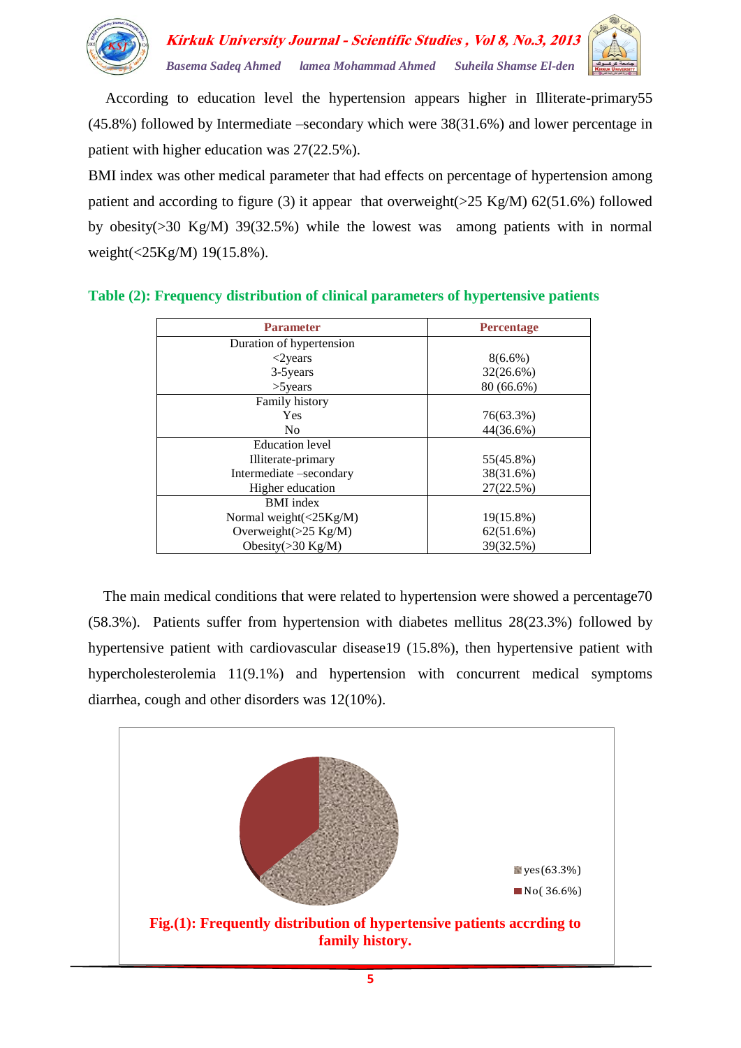According to education level the hypertension appears higher in Illiterate-primary55 (45.8%) followed by Intermediate –secondary which were 38(31.6%) and lower percentage in patient with higher education was 27(22.5%).

BMI index was other medical parameter that had effects on percentage of hypertension among patient and according to figure (3) it appear that overweight(>25 Kg/M) 62(51.6%) followed by obesity(>30 Kg/M) 39(32.5%) while the lowest was among patients with in normal weight(<25Kg/M) 19(15.8%).

**Table (2): Frequency distribution of clinical parameters of hypertensive patients**

| Parameter | Percentage |
|---|---|
| Duration of hypertension | |
| <2years | 8(6.6%) |
| 3-5years | 32(26.6%) |
| >5years | 80 (66.6%) |
| Family history | |
| Yes | 76(63.3%) |
| No | 44(36.6%) |
| Education level | |
| Illiterate-primary | 55(45.8%) |
| Intermediate –secondary | 38(31.6%) |
| Higher education | 27(22.5%) |
| BMI index | |
| Normal weight(<25Kg/M) | 19(15.8%) |
| Overweight(>25 Kg/M) | 62(51.6%) |
| Obesity(>30 Kg/M) | 39(32.5%) |

The main medical conditions that were related to hypertension were showed a percentage70 (58.3%). Patients suffer from hypertension with diabetes mellitus 28(23.3%) followed by hypertensive patient with cardiovascular disease19 (15.8%), then hypertensive patient with hypercholesterolemia 11(9.1%) and hypertension with concurrent medical symptoms diarrhea, cough and other disorders was 12(10%).

yes(63.3%)
No( 36.6%)

**Fig.(1): Frequently distribution of hypertensive patients accrding to family history.**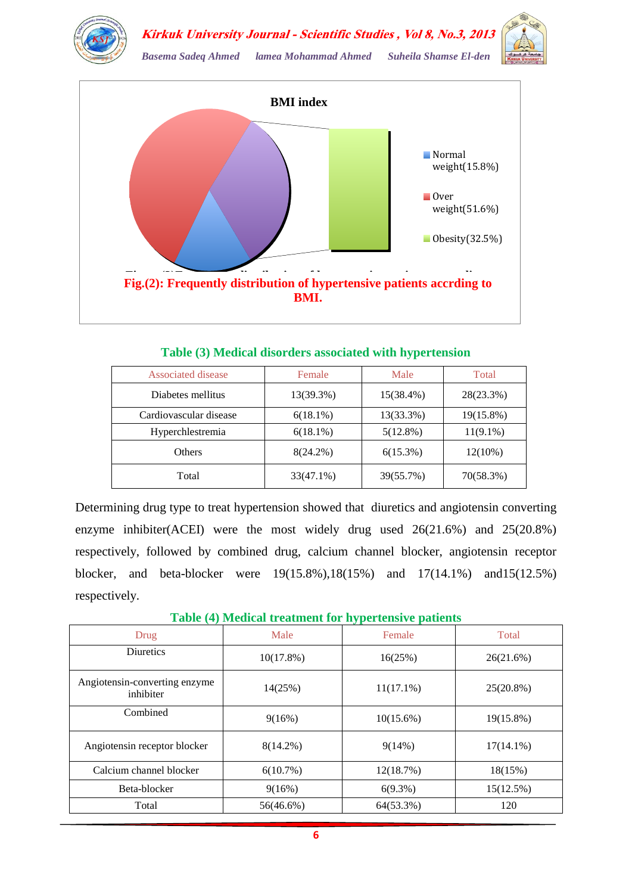BMI index

Normal weight(15.8%)

Over weight(51.6%)

Obesity(32.5%)

**Fig.(2): Frequently distribution of hypertensive patients accrding to BMI.**

**Table (3) Medical disorders associated with hypertension**

| Associated disease | Female | Male | Total |
|---|---|---|---|
| Diabetes mellitus | 13(39.3%) | 15(38.4%) | 28(23.3%) |
| Cardiovascular disease | 6(18.1%) | 13(33.3%) | 19(15.8%) |
| Hyperchlestremia | 6(18.1%) | 5(12.8%) | 11(9.1%) |
| Others | 8(24.2%) | 6(15.3%) | 12(10%) |
| Total | 33(47.1%) | 39(55.7%) | 70(58.3%) |

Determining drug type to treat hypertension showed that diuretics and angiotensin converting enzyme inhibiter(ACEI) were the most widely drug used 26(21.6%) and 25(20.8%) respectively, followed by combined drug, calcium channel blocker, angiotensin receptor blocker, and beta-blocker were 19(15.8%),18(15%) and 17(14.1%) and15(12.5%) respectively.

**Table (4) Medical treatment for hypertensive patients**

| Drug | Male | Female | Total |
|---|---|---|---|
| Diuretics | 10(17.8%) | 16(25%) | 26(21.6%) |
| Angiotensin-converting enzyme inhibiter | 14(25%) | 11(17.1%) | 25(20.8%) |
| Combined | 9(16%) | 10(15.6%) | 19(15.8%) |
| Angiotensin receptor blocker | 8(14.2%) | 9(14%) | 17(14.1%) |
| Calcium channel blocker | 6(10.7%) | 12(18.7%) | 18(15%) |
| Beta-blocker | 9(16%) | 6(9.3%) | 15(12.5%) |
| Total | 56(46.6%) | 64(53.3%) | 120 |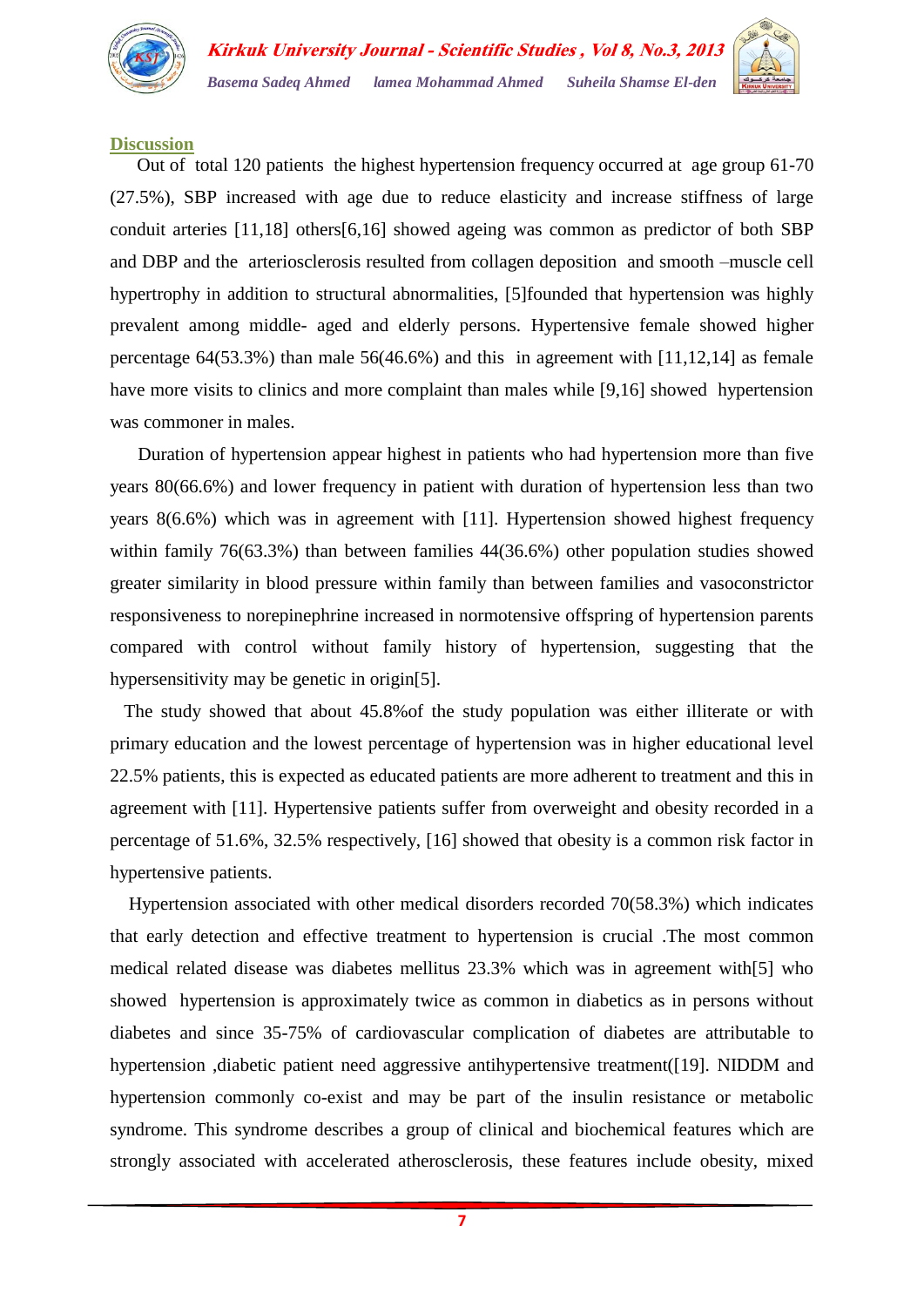## Discussion

Out of total 120 patients the highest hypertension frequency occurred at age group 61-70 (27.5%), SBP increased with age due to reduce elasticity and increase stiffness of large conduit arteries [11,18] others[6,16] showed ageing was common as predictor of both SBP and DBP and the arteriosclerosis resulted from collagen deposition and smooth –muscle cell hypertrophy in addition to structural abnormalities, [5]founded that hypertension was highly prevalent among middle- aged and elderly persons. Hypertensive female showed higher percentage 64(53.3%) than male 56(46.6%) and this in agreement with [11,12,14] as female have more visits to clinics and more complaint than males while [9,16] showed hypertension was commoner in males.

Duration of hypertension appear highest in patients who had hypertension more than five years 80(66.6%) and lower frequency in patient with duration of hypertension less than two years 8(6.6%) which was in agreement with [11]. Hypertension showed highest frequency within family 76(63.3%) than between families 44(36.6%) other population studies showed greater similarity in blood pressure within family than between families and vasoconstrictor responsiveness to norepinephrine increased in normotensive offspring of hypertension parents compared with control without family history of hypertension, suggesting that the hypersensitivity may be genetic in origin[5].

The study showed that about 45.8%of the study population was either illiterate or with primary education and the lowest percentage of hypertension was in higher educational level 22.5% patients, this is expected as educated patients are more adherent to treatment and this in agreement with [11]. Hypertensive patients suffer from overweight and obesity recorded in a percentage of 51.6%, 32.5% respectively, [16] showed that obesity is a common risk factor in hypertensive patients.

Hypertension associated with other medical disorders recorded 70(58.3%) which indicates that early detection and effective treatment to hypertension is crucial .The most common medical related disease was diabetes mellitus 23.3% which was in agreement with[5] who showed hypertension is approximately twice as common in diabetics as in persons without diabetes and since 35-75% of cardiovascular complication of diabetes are attributable to hypertension ,diabetic patient need aggressive antihypertensive treatment([19]. NIDDM and hypertension commonly co-exist and may be part of the insulin resistance or metabolic syndrome. This syndrome describes a group of clinical and biochemical features which are strongly associated with accelerated atherosclerosis, these features include obesity, mixed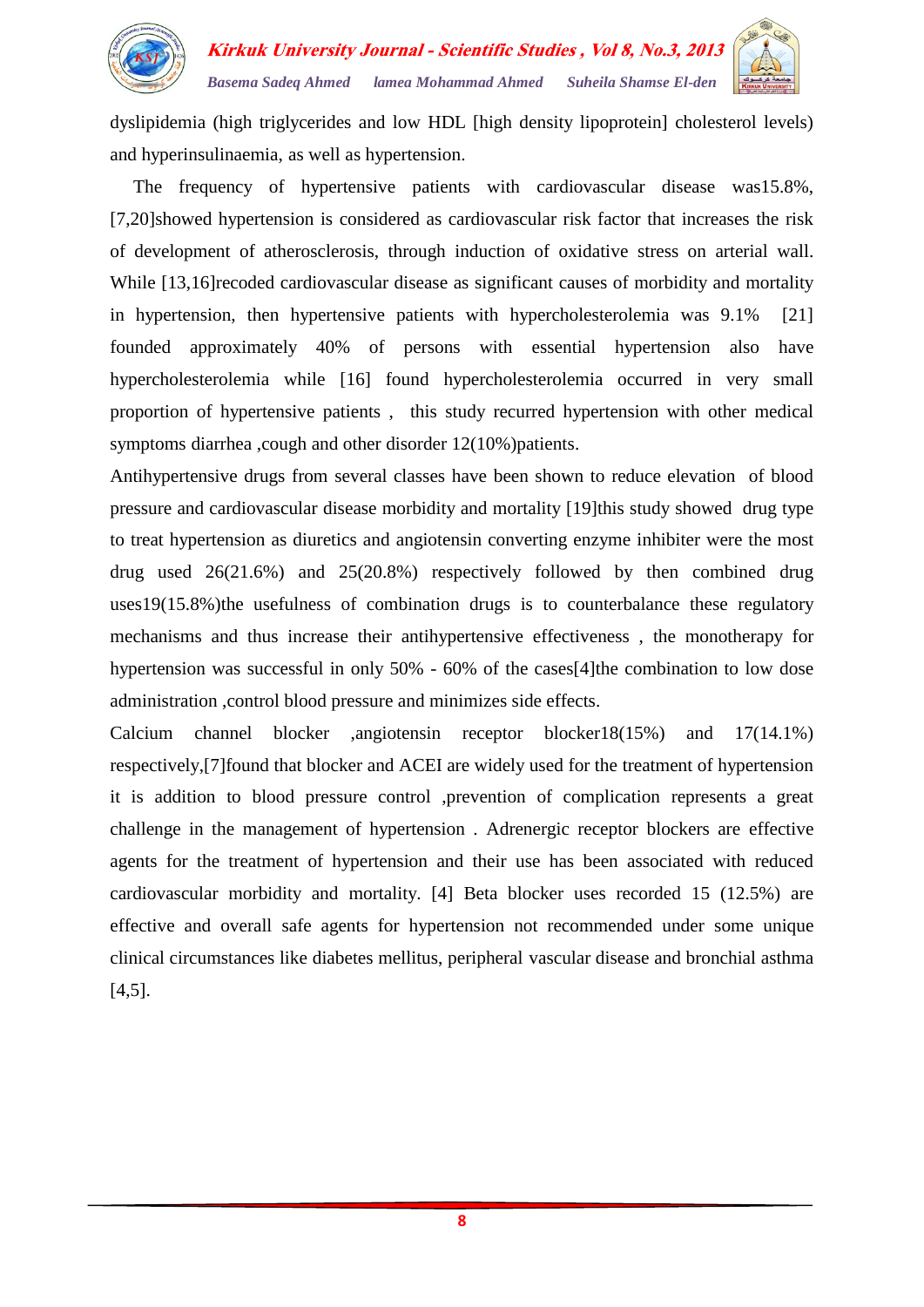dyslipidemia (high triglycerides and low HDL [high density lipoprotein] cholesterol levels) and hyperinsulinaemia, as well as hypertension.

The frequency of hypertensive patients with cardiovascular disease was15.8%, [7,20]showed hypertension is considered as cardiovascular risk factor that increases the risk of development of atherosclerosis, through induction of oxidative stress on arterial wall. While [13,16]recoded cardiovascular disease as significant causes of morbidity and mortality in hypertension, then hypertensive patients with hypercholesterolemia was 9.1% [21] founded approximately 40% of persons with essential hypertension also have hypercholesterolemia while [16] found hypercholesterolemia occurred in very small proportion of hypertensive patients , this study recurred hypertension with other medical symptoms diarrhea ,cough and other disorder 12(10%)patients.

Antihypertensive drugs from several classes have been shown to reduce elevation of blood pressure and cardiovascular disease morbidity and mortality [19]this study showed drug type to treat hypertension as diuretics and angiotensin converting enzyme inhibiter were the most drug used 26(21.6%) and 25(20.8%) respectively followed by then combined drug uses19(15.8%)the usefulness of combination drugs is to counterbalance these regulatory mechanisms and thus increase their antihypertensive effectiveness , the monotherapy for hypertension was successful in only 50% - 60% of the cases[4]the combination to low dose administration ,control blood pressure and minimizes side effects.

Calcium channel blocker ,angiotensin receptor blocker18(15%) and 17(14.1%) respectively,[7]found that blocker and ACEI are widely used for the treatment of hypertension it is addition to blood pressure control ,prevention of complication represents a great challenge in the management of hypertension . Adrenergic receptor blockers are effective agents for the treatment of hypertension and their use has been associated with reduced cardiovascular morbidity and mortality. [4] Beta blocker uses recorded 15 (12.5%) are effective and overall safe agents for hypertension not recommended under some unique clinical circumstances like diabetes mellitus, peripheral vascular disease and bronchial asthma [4,5].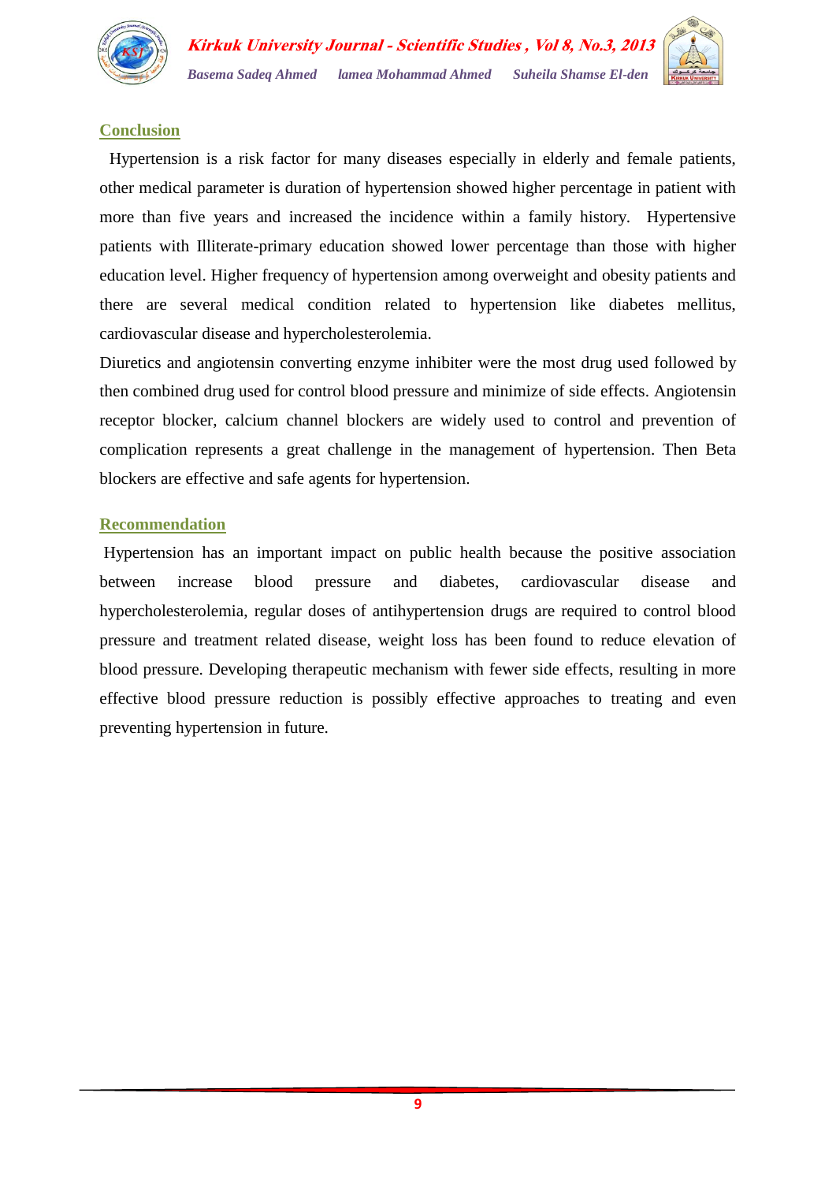## Conclusion

Hypertension is a risk factor for many diseases especially in elderly and female patients, other medical parameter is duration of hypertension showed higher percentage in patient with more than five years and increased the incidence within a family history. Hypertensive patients with Illiterate-primary education showed lower percentage than those with higher education level. Higher frequency of hypertension among overweight and obesity patients and there are several medical condition related to hypertension like diabetes mellitus, cardiovascular disease and hypercholesterolemia.

Diuretics and angiotensin converting enzyme inhibiter were the most drug used followed by then combined drug used for control blood pressure and minimize of side effects. Angiotensin receptor blocker, calcium channel blockers are widely used to control and prevention of complication represents a great challenge in the management of hypertension. Then Beta blockers are effective and safe agents for hypertension.

## Recommendation

Hypertension has an important impact on public health because the positive association between increase blood pressure and diabetes, cardiovascular disease and hypercholesterolemia, regular doses of antihypertension drugs are required to control blood pressure and treatment related disease, weight loss has been found to reduce elevation of blood pressure. Developing therapeutic mechanism with fewer side effects, resulting in more effective blood pressure reduction is possibly effective approaches to treating and even preventing hypertension in future.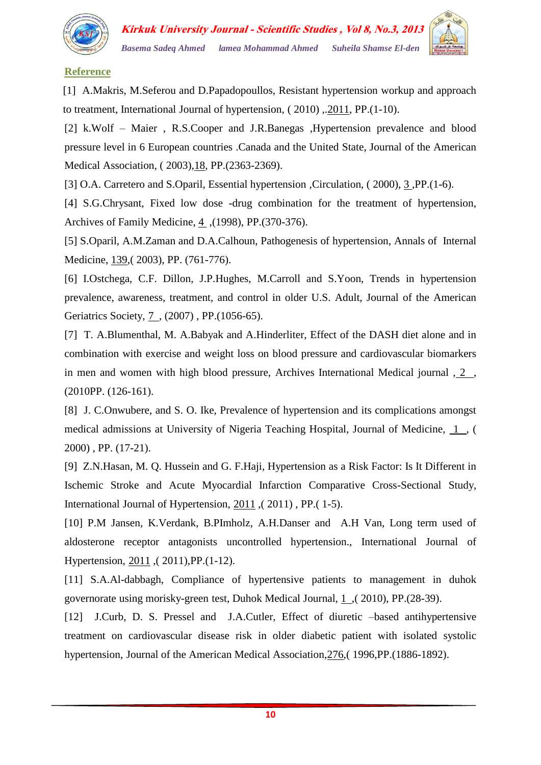## Reference

[1] A.Makris, M.Seferou and D.Papadopoullos, Resistant hypertension workup and approach to treatment, International Journal of hypertension, ( 2010) ,.2011, PP.(1-10).

[2] k.Wolf – Maier , R.S.Cooper and J.R.Banegas ,Hypertension prevalence and blood pressure level in 6 European countries .Canada and the United State, Journal of the American Medical Association, ( 2003),18, PP.(2363-2369).

[3] O.A. Carretero and S.Oparil, Essential hypertension ,Circulation, ( 2000), 3 ,PP.(1-6).

[4] S.G.Chrysant, Fixed low dose -drug combination for the treatment of hypertension, Archives of Family Medicine, 4 ,(1998), PP.(370-376).

[5] S.Oparil, A.M.Zaman and D.A.Calhoun, Pathogenesis of hypertension, Annals of Internal Medicine, 139,( 2003), PP. (761-776).

[6] I.Ostchega, C.F. Dillon, J.P.Hughes, M.Carroll and S.Yoon, Trends in hypertension prevalence, awareness, treatment, and control in older U.S. Adult, Journal of the American Geriatrics Society, 7 , (2007) , PP.(1056-65).

[7] T. A.Blumenthal, M. A.Babyak and A.Hinderliter, Effect of the DASH diet alone and in combination with exercise and weight loss on blood pressure and cardiovascular biomarkers in men and women with high blood pressure, Archives International Medical journal , 2 , (2010PP. (126-161).

[8] J. C.Onwubere, and S. O. Ike, Prevalence of hypertension and its complications amongst medical admissions at University of Nigeria Teaching Hospital, Journal of Medicine, 1 , ( 2000) , PP. (17-21).

[9] Z.N.Hasan, M. Q. Hussein and G. F.Haji, Hypertension as a Risk Factor: Is It Different in Ischemic Stroke and Acute Myocardial Infarction Comparative Cross-Sectional Study, International Journal of Hypertension, 2011 ,( 2011) , PP.( 1-5).

[10] P.M Jansen, K.Verdank, B.PImholz, A.H.Danser and A.H Van, Long term used of aldosterone receptor antagonists uncontrolled hypertension., International Journal of Hypertension, 2011 ,( 2011),PP.(1-12).

[11] S.A.Al-dabbagh, Compliance of hypertensive patients to management in duhok governorate using morisky-green test, Duhok Medical Journal, 1 ,( 2010), PP.(28-39).

[12] J.Curb, D. S. Pressel and J.A.Cutler, Effect of diuretic –based antihypertensive treatment on cardiovascular disease risk in older diabetic patient with isolated systolic hypertension, Journal of the American Medical Association,276,( 1996,PP.(1886-1892).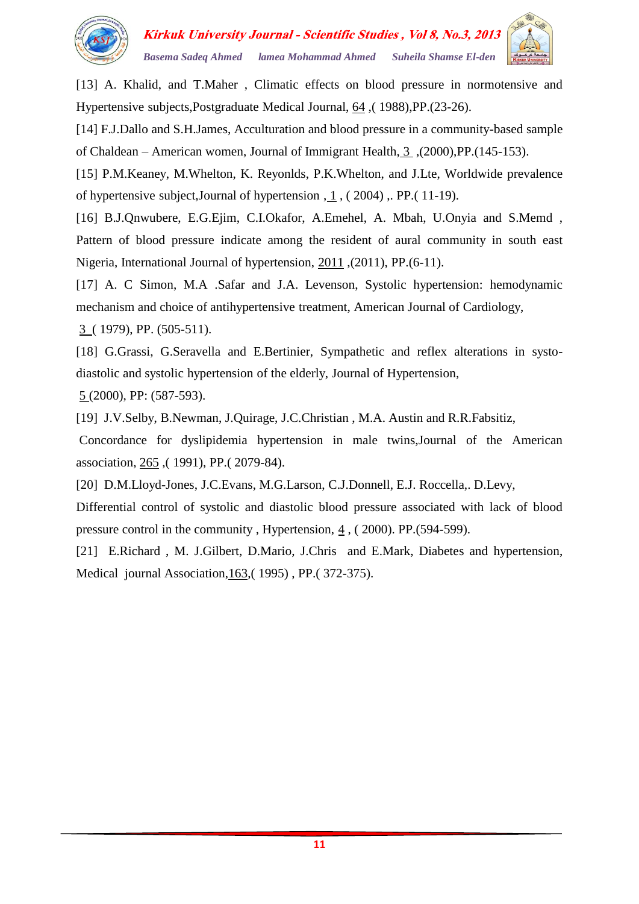[13] A. Khalid, and T.Maher , Climatic effects on blood pressure in normotensive and Hypertensive subjects,Postgraduate Medical Journal, 64 ,( 1988),PP.(23-26).

[14] F.J.Dallo and S.H.James, Acculturation and blood pressure in a community-based sample of Chaldean – American women, Journal of Immigrant Health, 3 ,(2000),PP.(145-153).

[15] P.M.Keaney, M.Whelton, K. Reyonlds, P.K.Whelton, and J.Lte, Worldwide prevalence of hypertensive subject,Journal of hypertension , 1 , ( 2004) ,. PP.( 11-19).

[16] B.J.Qnwubere, E.G.Ejim, C.I.Okafor, A.Emehel, A. Mbah, U.Onyia and S.Memd , Pattern of blood pressure indicate among the resident of aural community in south east Nigeria, International Journal of hypertension, 2011 ,(2011), PP.(6-11).

[17] A. C Simon, M.A .Safar and J.A. Levenson, Systolic hypertension: hemodynamic mechanism and choice of antihypertensive treatment, American Journal of Cardiology, 3 ( 1979), PP. (505-511).

[18] G.Grassi, G.Seravella and E.Bertinier, Sympathetic and reflex alterations in systo-diastolic and systolic hypertension of the elderly, Journal of Hypertension, 5 (2000), PP: (587-593).

[19] J.V.Selby, B.Newman, J.Quirage, J.C.Christian , M.A. Austin and R.R.Fabsitiz, Concordance for dyslipidemia hypertension in male twins,Journal of the American association, 265 ,( 1991), PP.( 2079-84).

[20] D.M.Lloyd-Jones, J.C.Evans, M.G.Larson, C.J.Donnell, E.J. Roccella,. D.Levy, Differential control of systolic and diastolic blood pressure associated with lack of blood pressure control in the community , Hypertension, 4 , ( 2000). PP.(594-599).

[21] E.Richard , M. J.Gilbert, D.Mario, J.Chris and E.Mark, Diabetes and hypertension, Medical journal Association,163,( 1995) , PP.( 372-375).